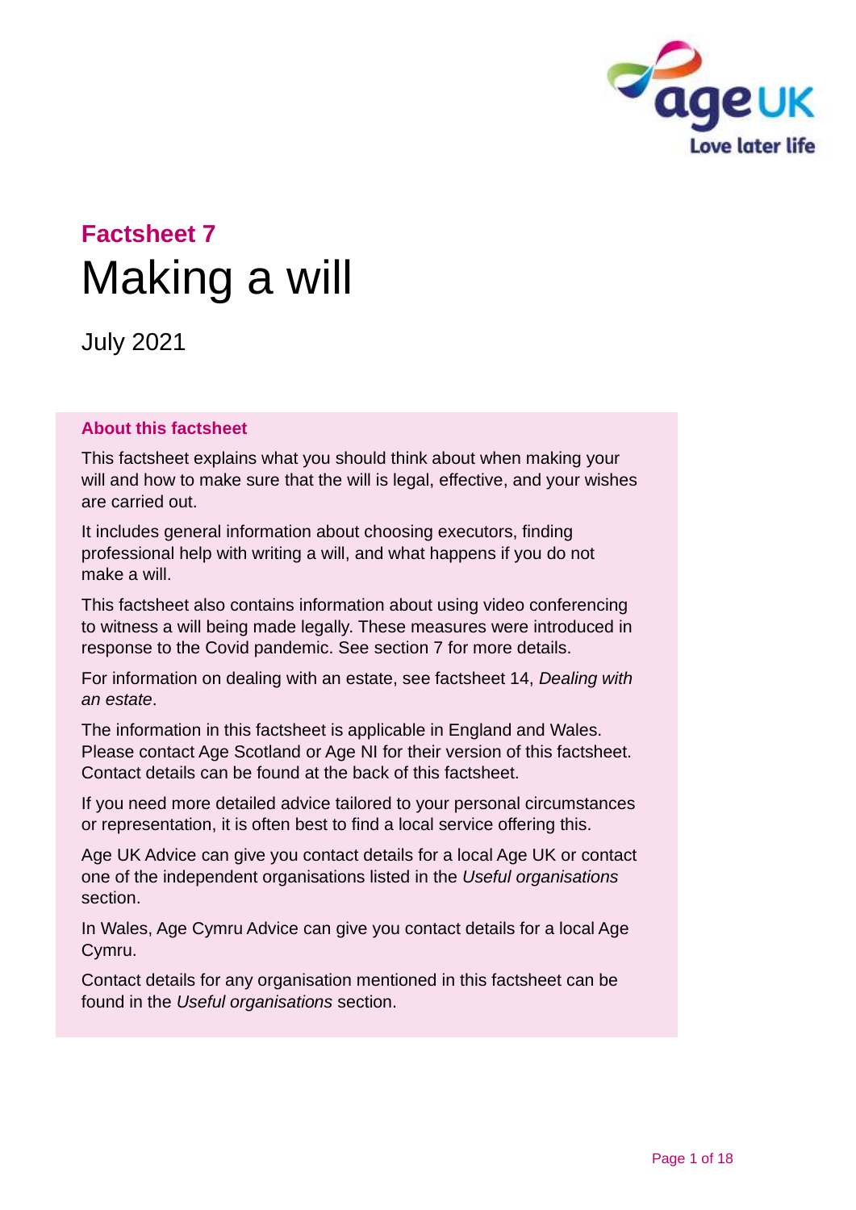# Factsheet 7

# Making a will

July 2021

### About this factsheet

This factsheet explains what you should think about when making your will and how to make sure that the will is legal, effective, and your wishes are carried out.

It includes general information about choosing executors, finding professional help with writing a will, and what happens if you do not make a will.

This factsheet also contains information about using video conferencing to witness a will being made legally. These measures were introduced in response to the Covid pandemic. See section 7 for more details.

For information on dealing with an estate, see factsheet 14, *Dealing with an estate*.

The information in this factsheet is applicable in England and Wales. Please contact Age Scotland or Age NI for their version of this factsheet. Contact details can be found at the back of this factsheet.

If you need more detailed advice tailored to your personal circumstances or representation, it is often best to find a local service offering this.

Age UK Advice can give you contact details for a local Age UK or contact one of the independent organisations listed in the *Useful organisations* section.

In Wales, Age Cymru Advice can give you contact details for a local Age Cymru.

Contact details for any organisation mentioned in this factsheet can be found in the *Useful organisations* section.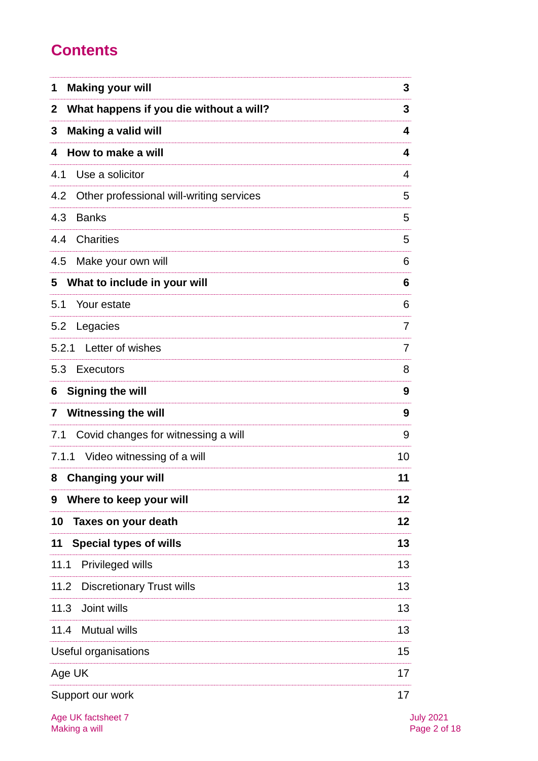# Contents

| | |
|---|---|
| **1 Making your will** | **3** |
| **2 What happens if you die without a will?** | **3** |
| **3 Making a valid will** | **4** |
| **4 How to make a will** | **4** |
| 4.1 Use a solicitor | 4 |
| 4.2 Other professional will-writing services | 5 |
| 4.3 Banks | 5 |
| 4.4 Charities | 5 |
| 4.5 Make your own will | 6 |
| **5 What to include in your will** | **6** |
| 5.1 Your estate | 6 |
| 5.2 Legacies | 7 |
| 5.2.1 Letter of wishes | 7 |
| 5.3 Executors | 8 |
| **6 Signing the will** | **9** |
| **7 Witnessing the will** | **9** |
| 7.1 Covid changes for witnessing a will | 9 |
| 7.1.1 Video witnessing of a will | 10 |
| **8 Changing your will** | **11** |
| **9 Where to keep your will** | **12** |
| **10 Taxes on your death** | **12** |
| **11 Special types of wills** | **13** |
| 11.1 Privileged wills | 13 |
| 11.2 Discretionary Trust wills | 13 |
| 11.3 Joint wills | 13 |
| 11.4 Mutual wills | 13 |
| Useful organisations | 15 |
| Age UK | 17 |
| Support our work | 17 |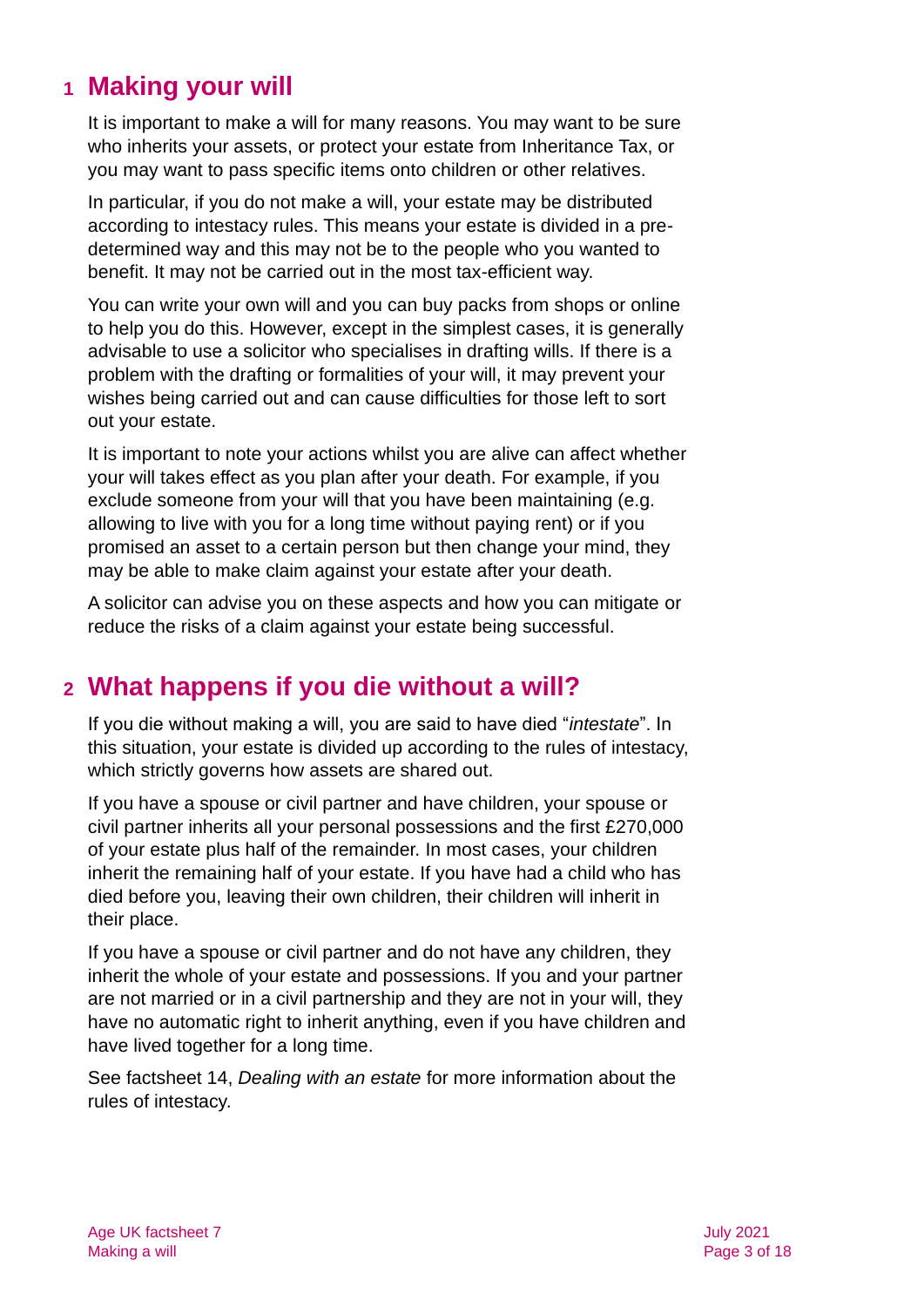## 1 Making your will

It is important to make a will for many reasons. You may want to be sure who inherits your assets, or protect your estate from Inheritance Tax, or you may want to pass specific items onto children or other relatives.

In particular, if you do not make a will, your estate may be distributed according to intestacy rules. This means your estate is divided in a pre-determined way and this may not be to the people who you wanted to benefit. It may not be carried out in the most tax-efficient way.

You can write your own will and you can buy packs from shops or online to help you do this. However, except in the simplest cases, it is generally advisable to use a solicitor who specialises in drafting wills. If there is a problem with the drafting or formalities of your will, it may prevent your wishes being carried out and can cause difficulties for those left to sort out your estate.

It is important to note your actions whilst you are alive can affect whether your will takes effect as you plan after your death. For example, if you exclude someone from your will that you have been maintaining (e.g. allowing to live with you for a long time without paying rent) or if you promised an asset to a certain person but then change your mind, they may be able to make claim against your estate after your death.

A solicitor can advise you on these aspects and how you can mitigate or reduce the risks of a claim against your estate being successful.

## 2 What happens if you die without a will?

If you die without making a will, you are said to have died "*intestate*". In this situation, your estate is divided up according to the rules of intestacy, which strictly governs how assets are shared out.

If you have a spouse or civil partner and have children, your spouse or civil partner inherits all your personal possessions and the first £270,000 of your estate plus half of the remainder. In most cases, your children inherit the remaining half of your estate. If you have had a child who has died before you, leaving their own children, their children will inherit in their place.

If you have a spouse or civil partner and do not have any children, they inherit the whole of your estate and possessions. If you and your partner are not married or in a civil partnership and they are not in your will, they have no automatic right to inherit anything, even if you have children and have lived together for a long time.

See factsheet 14, *Dealing with an estate* for more information about the rules of intestacy.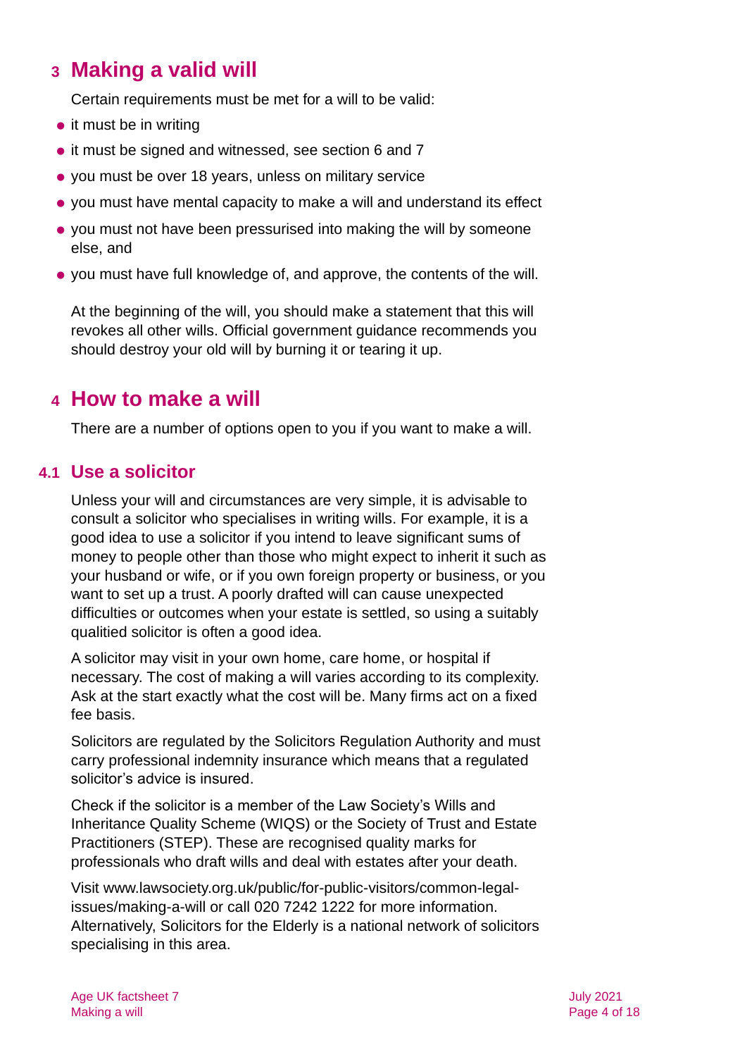## 3 Making a valid will

Certain requirements must be met for a will to be valid:

- it must be in writing
- it must be signed and witnessed, see section 6 and 7
- you must be over 18 years, unless on military service
- you must have mental capacity to make a will and understand its effect
- you must not have been pressurised into making the will by someone else, and
- you must have full knowledge of, and approve, the contents of the will.

At the beginning of the will, you should make a statement that this will revokes all other wills. Official government guidance recommends you should destroy your old will by burning it or tearing it up.

## 4 How to make a will

There are a number of options open to you if you want to make a will.

### 4.1 Use a solicitor

Unless your will and circumstances are very simple, it is advisable to consult a solicitor who specialises in writing wills. For example, it is a good idea to use a solicitor if you intend to leave significant sums of money to people other than those who might expect to inherit it such as your husband or wife, or if you own foreign property or business, or you want to set up a trust. A poorly drafted will can cause unexpected difficulties or outcomes when your estate is settled, so using a suitably qualitied solicitor is often a good idea.

A solicitor may visit in your own home, care home, or hospital if necessary. The cost of making a will varies according to its complexity. Ask at the start exactly what the cost will be. Many firms act on a fixed fee basis.

Solicitors are regulated by the Solicitors Regulation Authority and must carry professional indemnity insurance which means that a regulated solicitor's advice is insured.

Check if the solicitor is a member of the Law Society's Wills and Inheritance Quality Scheme (WIQS) or the Society of Trust and Estate Practitioners (STEP). These are recognised quality marks for professionals who draft wills and deal with estates after your death.

Visit www.lawsociety.org.uk/public/for-public-visitors/common-legal-issues/making-a-will or call 020 7242 1222 for more information. Alternatively, Solicitors for the Elderly is a national network of solicitors specialising in this area.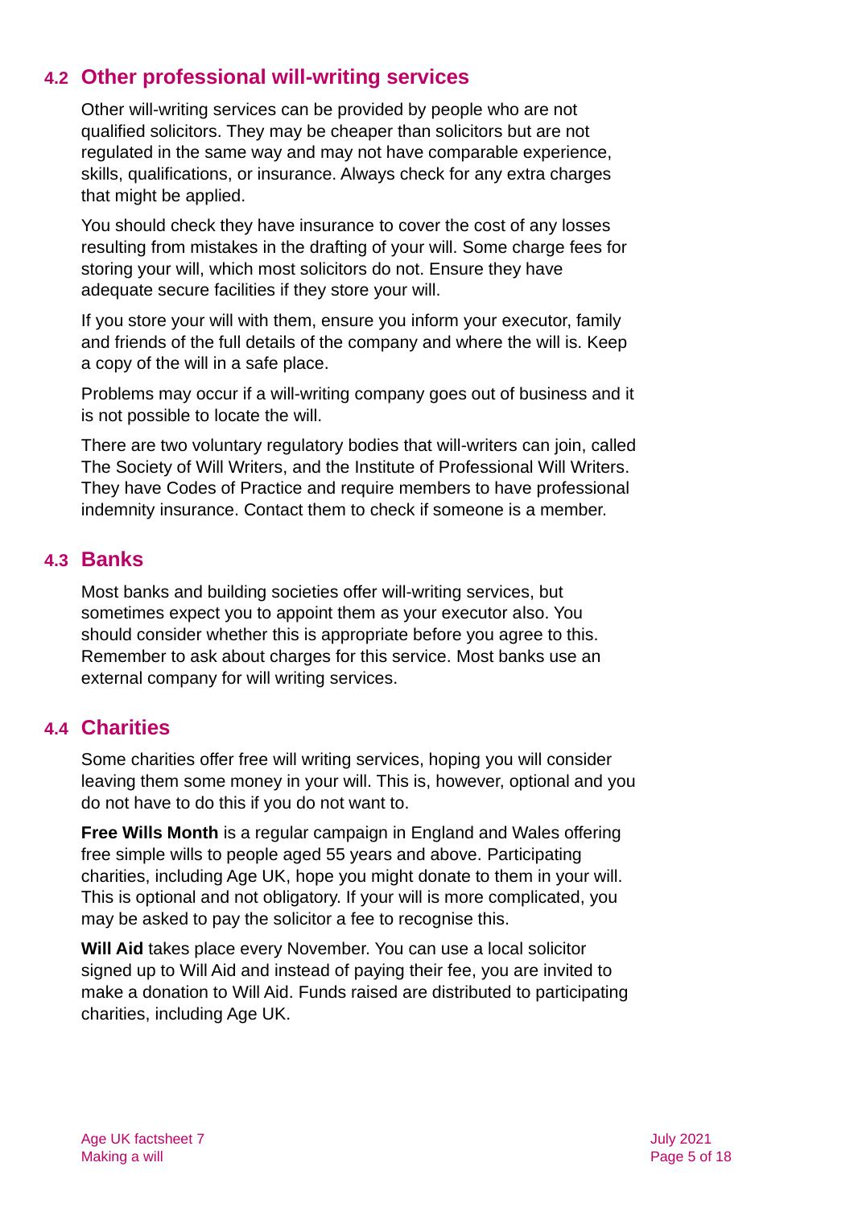## 4.2 Other professional will-writing services

Other will-writing services can be provided by people who are not qualified solicitors. They may be cheaper than solicitors but are not regulated in the same way and may not have comparable experience, skills, qualifications, or insurance. Always check for any extra charges that might be applied.

You should check they have insurance to cover the cost of any losses resulting from mistakes in the drafting of your will. Some charge fees for storing your will, which most solicitors do not. Ensure they have adequate secure facilities if they store your will.

If you store your will with them, ensure you inform your executor, family and friends of the full details of the company and where the will is. Keep a copy of the will in a safe place.

Problems may occur if a will-writing company goes out of business and it is not possible to locate the will.

There are two voluntary regulatory bodies that will-writers can join, called The Society of Will Writers, and the Institute of Professional Will Writers. They have Codes of Practice and require members to have professional indemnity insurance. Contact them to check if someone is a member.

## 4.3 Banks

Most banks and building societies offer will-writing services, but sometimes expect you to appoint them as your executor also. You should consider whether this is appropriate before you agree to this. Remember to ask about charges for this service. Most banks use an external company for will writing services.

## 4.4 Charities

Some charities offer free will writing services, hoping you will consider leaving them some money in your will. This is, however, optional and you do not have to do this if you do not want to.

**Free Wills Month** is a regular campaign in England and Wales offering free simple wills to people aged 55 years and above. Participating charities, including Age UK, hope you might donate to them in your will. This is optional and not obligatory. If your will is more complicated, you may be asked to pay the solicitor a fee to recognise this.

**Will Aid** takes place every November. You can use a local solicitor signed up to Will Aid and instead of paying their fee, you are invited to make a donation to Will Aid. Funds raised are distributed to participating charities, including Age UK.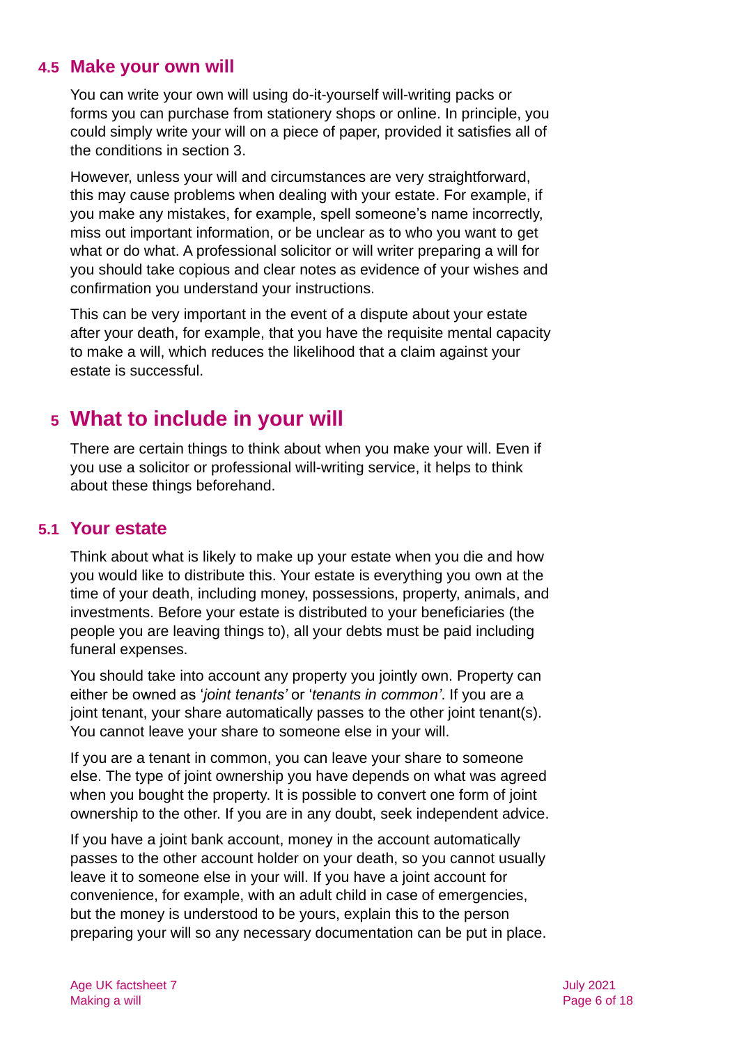### 4.5 Make your own will

You can write your own will using do-it-yourself will-writing packs or forms you can purchase from stationery shops or online. In principle, you could simply write your will on a piece of paper, provided it satisfies all of the conditions in section 3.

However, unless your will and circumstances are very straightforward, this may cause problems when dealing with your estate. For example, if you make any mistakes, for example, spell someone's name incorrectly, miss out important information, or be unclear as to who you want to get what or do what. A professional solicitor or will writer preparing a will for you should take copious and clear notes as evidence of your wishes and confirmation you understand your instructions.

This can be very important in the event of a dispute about your estate after your death, for example, that you have the requisite mental capacity to make a will, which reduces the likelihood that a claim against your estate is successful.

## 5 What to include in your will

There are certain things to think about when you make your will. Even if you use a solicitor or professional will-writing service, it helps to think about these things beforehand.

### 5.1 Your estate

Think about what is likely to make up your estate when you die and how you would like to distribute this. Your estate is everything you own at the time of your death, including money, possessions, property, animals, and investments. Before your estate is distributed to your beneficiaries (the people you are leaving things to), all your debts must be paid including funeral expenses.

You should take into account any property you jointly own. Property can either be owned as '*joint tenants'* or '*tenants in common'*. If you are a joint tenant, your share automatically passes to the other joint tenant(s). You cannot leave your share to someone else in your will.

If you are a tenant in common, you can leave your share to someone else. The type of joint ownership you have depends on what was agreed when you bought the property. It is possible to convert one form of joint ownership to the other. If you are in any doubt, seek independent advice.

If you have a joint bank account, money in the account automatically passes to the other account holder on your death, so you cannot usually leave it to someone else in your will. If you have a joint account for convenience, for example, with an adult child in case of emergencies, but the money is understood to be yours, explain this to the person preparing your will so any necessary documentation can be put in place.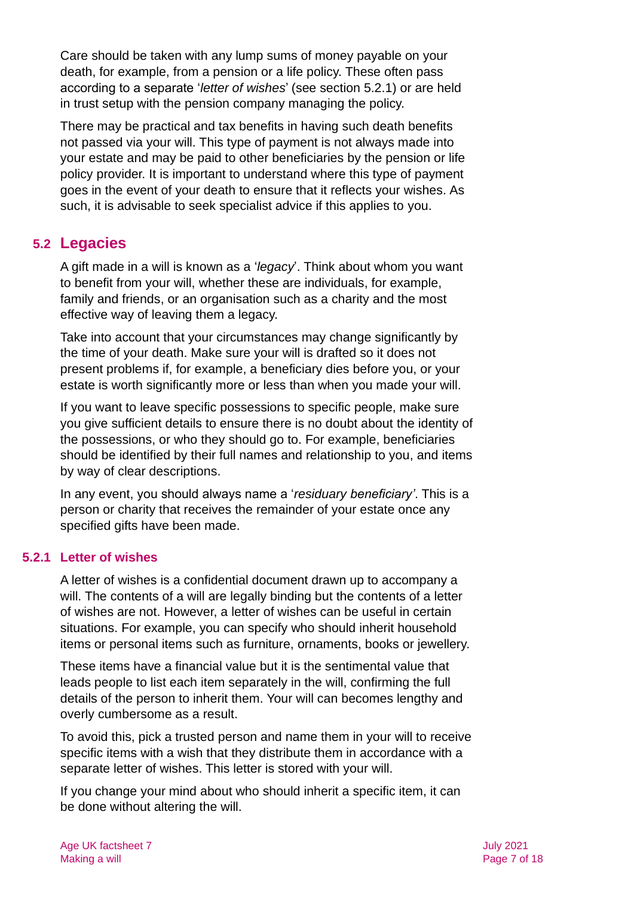Care should be taken with any lump sums of money payable on your death, for example, from a pension or a life policy. These often pass according to a separate '*letter of wishes*' (see section 5.2.1) or are held in trust setup with the pension company managing the policy.

There may be practical and tax benefits in having such death benefits not passed via your will. This type of payment is not always made into your estate and may be paid to other beneficiaries by the pension or life policy provider. It is important to understand where this type of payment goes in the event of your death to ensure that it reflects your wishes. As such, it is advisable to seek specialist advice if this applies to you.

## 5.2 Legacies

A gift made in a will is known as a '*legacy*'. Think about whom you want to benefit from your will, whether these are individuals, for example, family and friends, or an organisation such as a charity and the most effective way of leaving them a legacy.

Take into account that your circumstances may change significantly by the time of your death. Make sure your will is drafted so it does not present problems if, for example, a beneficiary dies before you, or your estate is worth significantly more or less than when you made your will.

If you want to leave specific possessions to specific people, make sure you give sufficient details to ensure there is no doubt about the identity of the possessions, or who they should go to. For example, beneficiaries should be identified by their full names and relationship to you, and items by way of clear descriptions.

In any event, you should always name a '*residuary beneficiary'*. This is a person or charity that receives the remainder of your estate once any specified gifts have been made.

### 5.2.1 Letter of wishes

A letter of wishes is a confidential document drawn up to accompany a will. The contents of a will are legally binding but the contents of a letter of wishes are not. However, a letter of wishes can be useful in certain situations. For example, you can specify who should inherit household items or personal items such as furniture, ornaments, books or jewellery.

These items have a financial value but it is the sentimental value that leads people to list each item separately in the will, confirming the full details of the person to inherit them. Your will can becomes lengthy and overly cumbersome as a result.

To avoid this, pick a trusted person and name them in your will to receive specific items with a wish that they distribute them in accordance with a separate letter of wishes. This letter is stored with your will.

If you change your mind about who should inherit a specific item, it can be done without altering the will.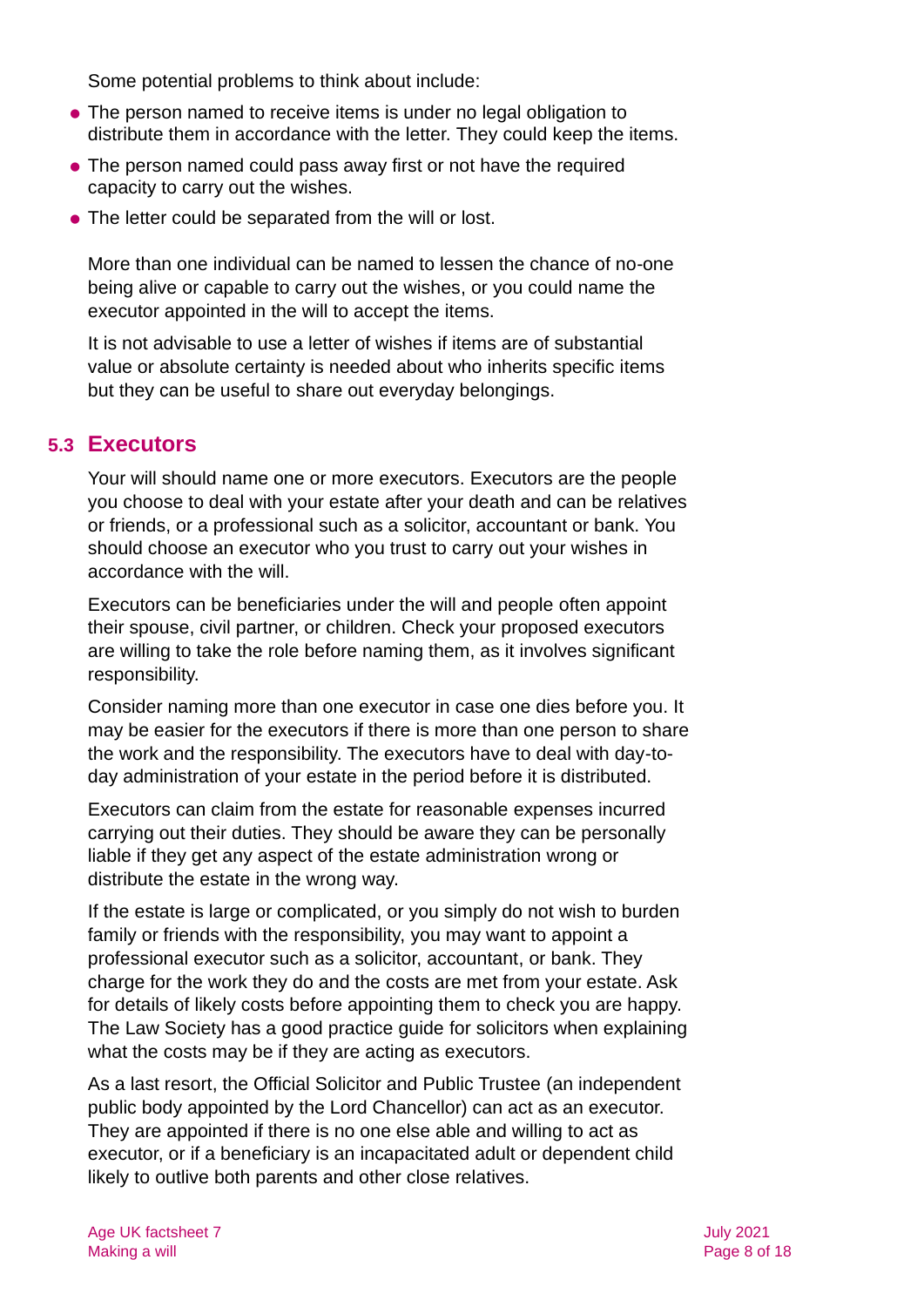Some potential problems to think about include:

- The person named to receive items is under no legal obligation to distribute them in accordance with the letter. They could keep the items.
- The person named could pass away first or not have the required capacity to carry out the wishes.
- The letter could be separated from the will or lost.

More than one individual can be named to lessen the chance of no-one being alive or capable to carry out the wishes, or you could name the executor appointed in the will to accept the items.

It is not advisable to use a letter of wishes if items are of substantial value or absolute certainty is needed about who inherits specific items but they can be useful to share out everyday belongings.

## 5.3 Executors

Your will should name one or more executors. Executors are the people you choose to deal with your estate after your death and can be relatives or friends, or a professional such as a solicitor, accountant or bank. You should choose an executor who you trust to carry out your wishes in accordance with the will.

Executors can be beneficiaries under the will and people often appoint their spouse, civil partner, or children. Check your proposed executors are willing to take the role before naming them, as it involves significant responsibility.

Consider naming more than one executor in case one dies before you. It may be easier for the executors if there is more than one person to share the work and the responsibility. The executors have to deal with day-to-day administration of your estate in the period before it is distributed.

Executors can claim from the estate for reasonable expenses incurred carrying out their duties. They should be aware they can be personally liable if they get any aspect of the estate administration wrong or distribute the estate in the wrong way.

If the estate is large or complicated, or you simply do not wish to burden family or friends with the responsibility, you may want to appoint a professional executor such as a solicitor, accountant, or bank. They charge for the work they do and the costs are met from your estate. Ask for details of likely costs before appointing them to check you are happy. The Law Society has a good practice guide for solicitors when explaining what the costs may be if they are acting as executors.

As a last resort, the Official Solicitor and Public Trustee (an independent public body appointed by the Lord Chancellor) can act as an executor. They are appointed if there is no one else able and willing to act as executor, or if a beneficiary is an incapacitated adult or dependent child likely to outlive both parents and other close relatives.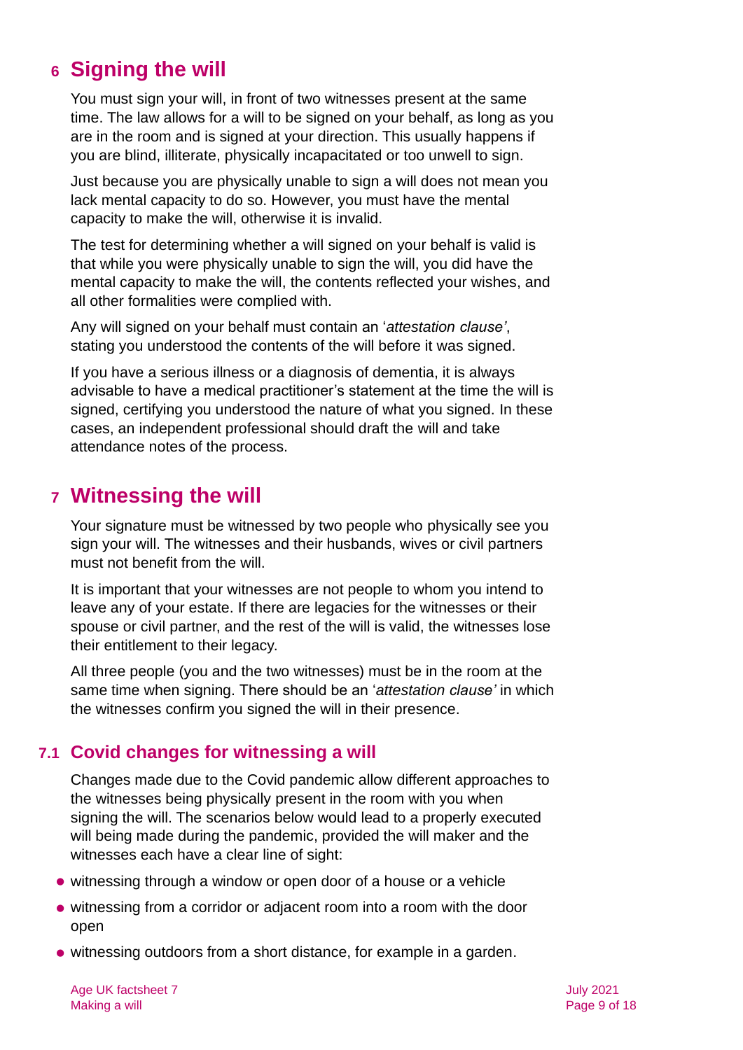## 6 Signing the will

You must sign your will, in front of two witnesses present at the same time. The law allows for a will to be signed on your behalf, as long as you are in the room and is signed at your direction. This usually happens if you are blind, illiterate, physically incapacitated or too unwell to sign.

Just because you are physically unable to sign a will does not mean you lack mental capacity to do so. However, you must have the mental capacity to make the will, otherwise it is invalid.

The test for determining whether a will signed on your behalf is valid is that while you were physically unable to sign the will, you did have the mental capacity to make the will, the contents reflected your wishes, and all other formalities were complied with.

Any will signed on your behalf must contain an '*attestation clause'*, stating you understood the contents of the will before it was signed.

If you have a serious illness or a diagnosis of dementia, it is always advisable to have a medical practitioner's statement at the time the will is signed, certifying you understood the nature of what you signed. In these cases, an independent professional should draft the will and take attendance notes of the process.

## 7 Witnessing the will

Your signature must be witnessed by two people who physically see you sign your will. The witnesses and their husbands, wives or civil partners must not benefit from the will.

It is important that your witnesses are not people to whom you intend to leave any of your estate. If there are legacies for the witnesses or their spouse or civil partner, and the rest of the will is valid, the witnesses lose their entitlement to their legacy.

All three people (you and the two witnesses) must be in the room at the same time when signing. There should be an '*attestation clause'* in which the witnesses confirm you signed the will in their presence.

### 7.1 Covid changes for witnessing a will

Changes made due to the Covid pandemic allow different approaches to the witnesses being physically present in the room with you when signing the will. The scenarios below would lead to a properly executed will being made during the pandemic, provided the will maker and the witnesses each have a clear line of sight:

- witnessing through a window or open door of a house or a vehicle
- witnessing from a corridor or adjacent room into a room with the door open
- witnessing outdoors from a short distance, for example in a garden.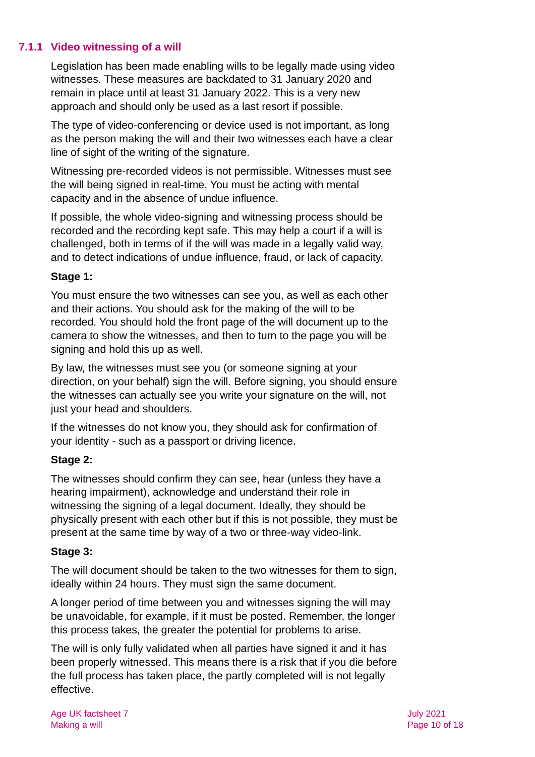### 7.1.1 Video witnessing of a will

Legislation has been made enabling wills to be legally made using video witnesses. These measures are backdated to 31 January 2020 and remain in place until at least 31 January 2022. This is a very new approach and should only be used as a last resort if possible.

The type of video-conferencing or device used is not important, as long as the person making the will and their two witnesses each have a clear line of sight of the writing of the signature.

Witnessing pre-recorded videos is not permissible. Witnesses must see the will being signed in real-time. You must be acting with mental capacity and in the absence of undue influence.

If possible, the whole video-signing and witnessing process should be recorded and the recording kept safe. This may help a court if a will is challenged, both in terms of if the will was made in a legally valid way, and to detect indications of undue influence, fraud, or lack of capacity.

**Stage 1:**

You must ensure the two witnesses can see you, as well as each other and their actions. You should ask for the making of the will to be recorded. You should hold the front page of the will document up to the camera to show the witnesses, and then to turn to the page you will be signing and hold this up as well.

By law, the witnesses must see you (or someone signing at your direction, on your behalf) sign the will. Before signing, you should ensure the witnesses can actually see you write your signature on the will, not just your head and shoulders.

If the witnesses do not know you, they should ask for confirmation of your identity - such as a passport or driving licence.

**Stage 2:**

The witnesses should confirm they can see, hear (unless they have a hearing impairment), acknowledge and understand their role in witnessing the signing of a legal document. Ideally, they should be physically present with each other but if this is not possible, they must be present at the same time by way of a two or three-way video-link.

**Stage 3:**

The will document should be taken to the two witnesses for them to sign, ideally within 24 hours. They must sign the same document.

A longer period of time between you and witnesses signing the will may be unavoidable, for example, if it must be posted. Remember, the longer this process takes, the greater the potential for problems to arise.

The will is only fully validated when all parties have signed it and it has been properly witnessed. This means there is a risk that if you die before the full process has taken place, the partly completed will is not legally effective.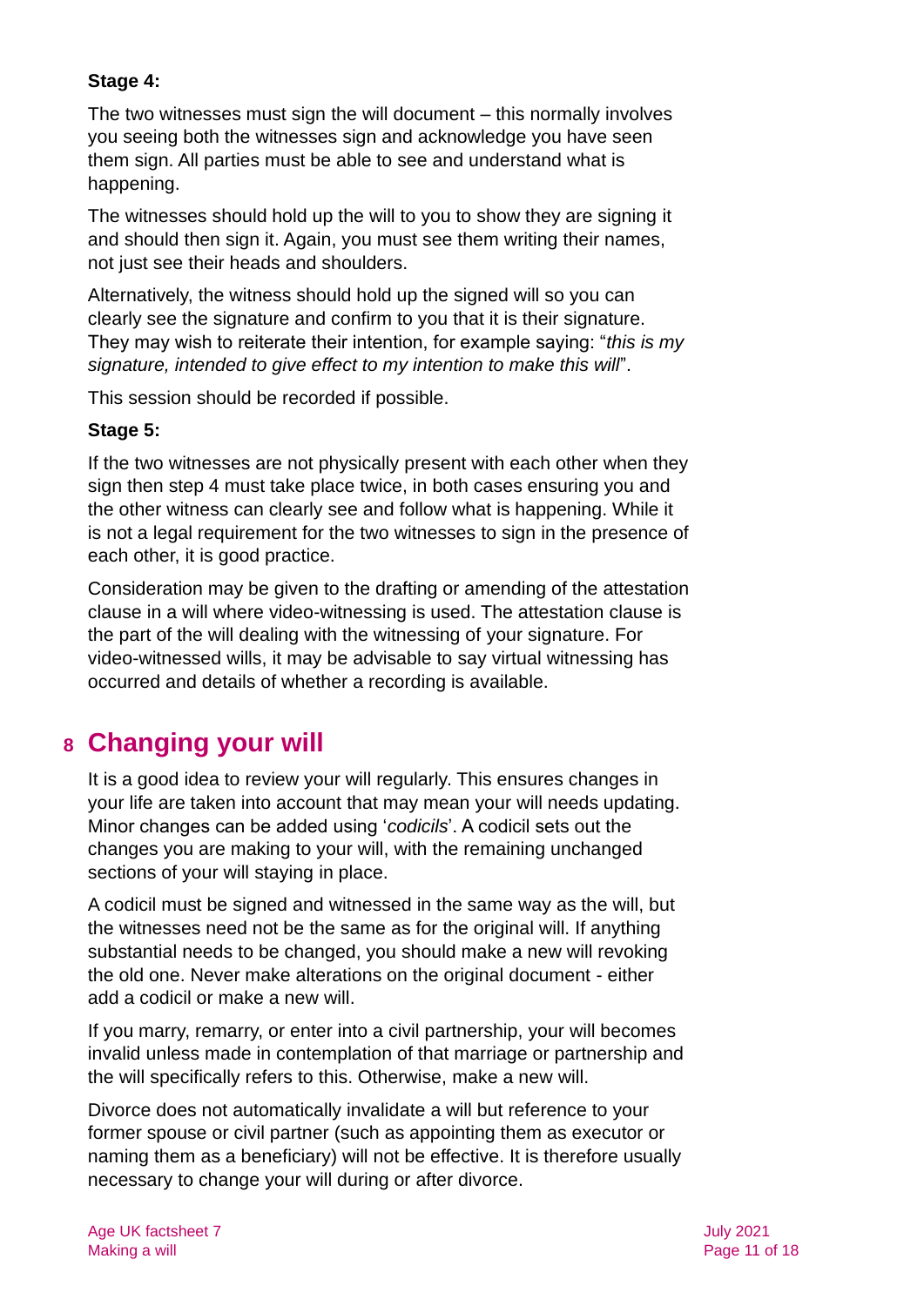**Stage 4:**

The two witnesses must sign the will document – this normally involves you seeing both the witnesses sign and acknowledge you have seen them sign. All parties must be able to see and understand what is happening.

The witnesses should hold up the will to you to show they are signing it and should then sign it. Again, you must see them writing their names, not just see their heads and shoulders.

Alternatively, the witness should hold up the signed will so you can clearly see the signature and confirm to you that it is their signature. They may wish to reiterate their intention, for example saying: "*this is my signature, intended to give effect to my intention to make this will*".

This session should be recorded if possible.

**Stage 5:**

If the two witnesses are not physically present with each other when they sign then step 4 must take place twice, in both cases ensuring you and the other witness can clearly see and follow what is happening. While it is not a legal requirement for the two witnesses to sign in the presence of each other, it is good practice.

Consideration may be given to the drafting or amending of the attestation clause in a will where video-witnessing is used. The attestation clause is the part of the will dealing with the witnessing of your signature. For video-witnessed wills, it may be advisable to say virtual witnessing has occurred and details of whether a recording is available.

# 8 Changing your will

It is a good idea to review your will regularly. This ensures changes in your life are taken into account that may mean your will needs updating. Minor changes can be added using '*codicils*'. A codicil sets out the changes you are making to your will, with the remaining unchanged sections of your will staying in place.

A codicil must be signed and witnessed in the same way as the will, but the witnesses need not be the same as for the original will. If anything substantial needs to be changed, you should make a new will revoking the old one. Never make alterations on the original document - either add a codicil or make a new will.

If you marry, remarry, or enter into a civil partnership, your will becomes invalid unless made in contemplation of that marriage or partnership and the will specifically refers to this. Otherwise, make a new will.

Divorce does not automatically invalidate a will but reference to your former spouse or civil partner (such as appointing them as executor or naming them as a beneficiary) will not be effective. It is therefore usually necessary to change your will during or after divorce.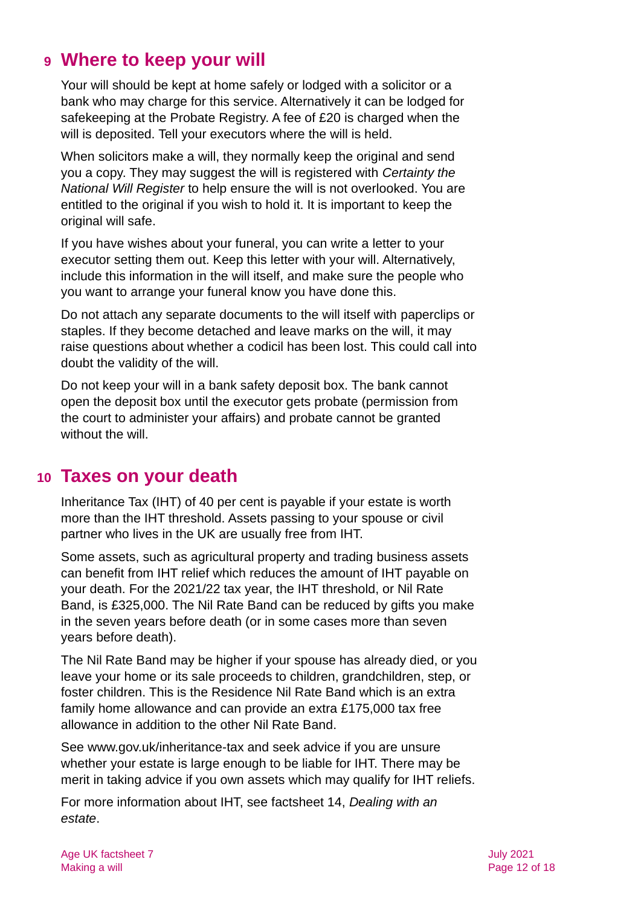## 9 Where to keep your will

Your will should be kept at home safely or lodged with a solicitor or a bank who may charge for this service. Alternatively it can be lodged for safekeeping at the Probate Registry. A fee of £20 is charged when the will is deposited. Tell your executors where the will is held.

When solicitors make a will, they normally keep the original and send you a copy. They may suggest the will is registered with *Certainty the National Will Register* to help ensure the will is not overlooked. You are entitled to the original if you wish to hold it. It is important to keep the original will safe.

If you have wishes about your funeral, you can write a letter to your executor setting them out. Keep this letter with your will. Alternatively, include this information in the will itself, and make sure the people who you want to arrange your funeral know you have done this.

Do not attach any separate documents to the will itself with paperclips or staples. If they become detached and leave marks on the will, it may raise questions about whether a codicil has been lost. This could call into doubt the validity of the will.

Do not keep your will in a bank safety deposit box. The bank cannot open the deposit box until the executor gets probate (permission from the court to administer your affairs) and probate cannot be granted without the will.

## 10 Taxes on your death

Inheritance Tax (IHT) of 40 per cent is payable if your estate is worth more than the IHT threshold. Assets passing to your spouse or civil partner who lives in the UK are usually free from IHT.

Some assets, such as agricultural property and trading business assets can benefit from IHT relief which reduces the amount of IHT payable on your death. For the 2021/22 tax year, the IHT threshold, or Nil Rate Band, is £325,000. The Nil Rate Band can be reduced by gifts you make in the seven years before death (or in some cases more than seven years before death).

The Nil Rate Band may be higher if your spouse has already died, or you leave your home or its sale proceeds to children, grandchildren, step, or foster children. This is the Residence Nil Rate Band which is an extra family home allowance and can provide an extra £175,000 tax free allowance in addition to the other Nil Rate Band.

See www.gov.uk/inheritance-tax and seek advice if you are unsure whether your estate is large enough to be liable for IHT. There may be merit in taking advice if you own assets which may qualify for IHT reliefs.

For more information about IHT, see factsheet 14, *Dealing with an estate*.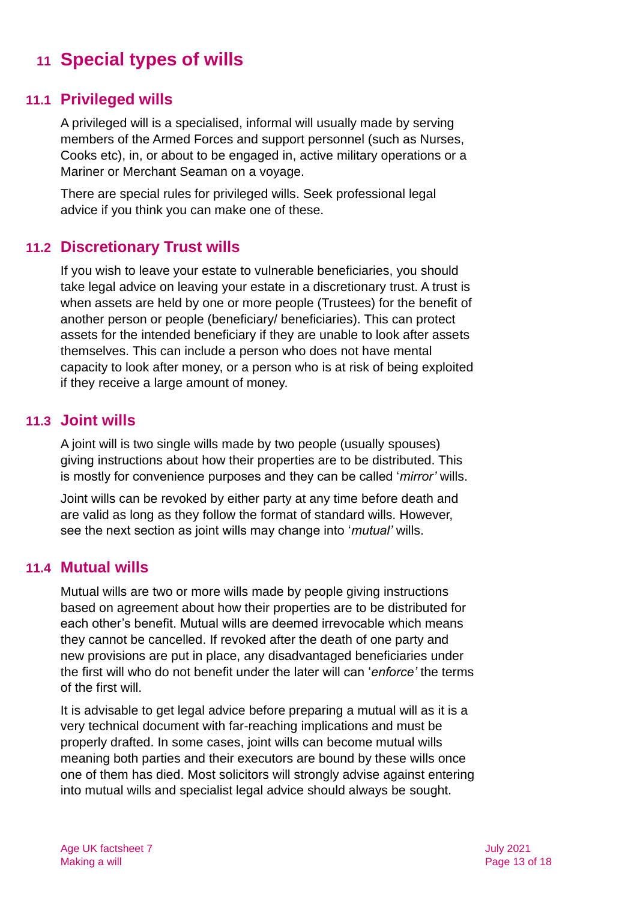# 11 Special types of wills

## 11.1 Privileged wills

A privileged will is a specialised, informal will usually made by serving members of the Armed Forces and support personnel (such as Nurses, Cooks etc), in, or about to be engaged in, active military operations or a Mariner or Merchant Seaman on a voyage.

There are special rules for privileged wills. Seek professional legal advice if you think you can make one of these.

## 11.2 Discretionary Trust wills

If you wish to leave your estate to vulnerable beneficiaries, you should take legal advice on leaving your estate in a discretionary trust. A trust is when assets are held by one or more people (Trustees) for the benefit of another person or people (beneficiary/ beneficiaries). This can protect assets for the intended beneficiary if they are unable to look after assets themselves. This can include a person who does not have mental capacity to look after money, or a person who is at risk of being exploited if they receive a large amount of money.

## 11.3 Joint wills

A joint will is two single wills made by two people (usually spouses) giving instructions about how their properties are to be distributed. This is mostly for convenience purposes and they can be called '*mirror'* wills.

Joint wills can be revoked by either party at any time before death and are valid as long as they follow the format of standard wills. However, see the next section as joint wills may change into '*mutual'* wills.

## 11.4 Mutual wills

Mutual wills are two or more wills made by people giving instructions based on agreement about how their properties are to be distributed for each other's benefit. Mutual wills are deemed irrevocable which means they cannot be cancelled. If revoked after the death of one party and new provisions are put in place, any disadvantaged beneficiaries under the first will who do not benefit under the later will can '*enforce'* the terms of the first will.

It is advisable to get legal advice before preparing a mutual will as it is a very technical document with far-reaching implications and must be properly drafted. In some cases, joint wills can become mutual wills meaning both parties and their executors are bound by these wills once one of them has died. Most solicitors will strongly advise against entering into mutual wills and specialist legal advice should always be sought.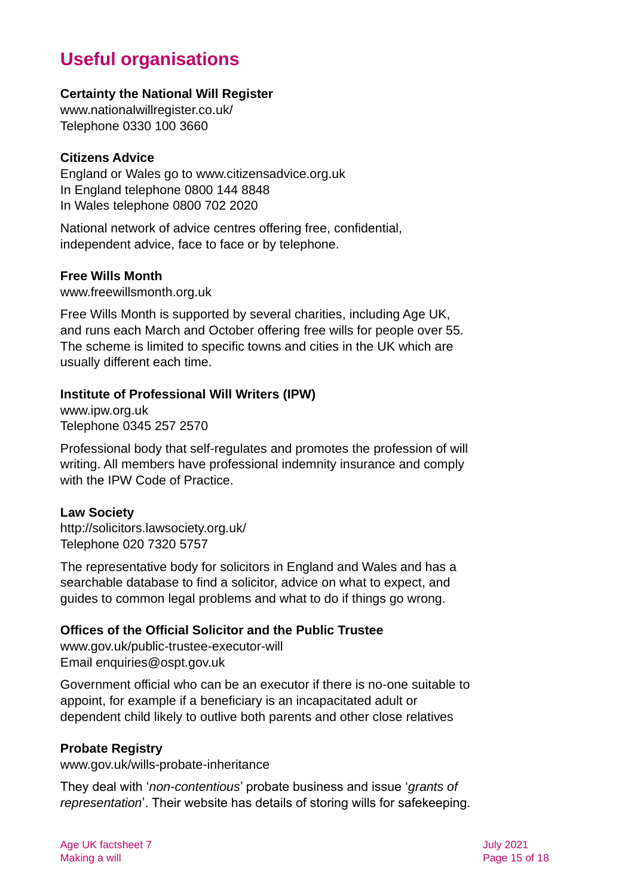# Useful organisations

**Certainty the National Will Register**
www.nationalwillregister.co.uk/
Telephone 0330 100 3660

**Citizens Advice**
England or Wales go to www.citizensadvice.org.uk
In England telephone 0800 144 8848
In Wales telephone 0800 702 2020

National network of advice centres offering free, confidential, independent advice, face to face or by telephone.

**Free Wills Month**
www.freewillsmonth.org.uk

Free Wills Month is supported by several charities, including Age UK, and runs each March and October offering free wills for people over 55. The scheme is limited to specific towns and cities in the UK which are usually different each time.

**Institute of Professional Will Writers (IPW)**
www.ipw.org.uk
Telephone 0345 257 2570

Professional body that self-regulates and promotes the profession of will writing. All members have professional indemnity insurance and comply with the IPW Code of Practice.

**Law Society**
http://solicitors.lawsociety.org.uk/
Telephone 020 7320 5757

The representative body for solicitors in England and Wales and has a searchable database to find a solicitor, advice on what to expect, and guides to common legal problems and what to do if things go wrong.

**Offices of the Official Solicitor and the Public Trustee**
www.gov.uk/public-trustee-executor-will
Email enquiries@ospt.gov.uk

Government official who can be an executor if there is no-one suitable to appoint, for example if a beneficiary is an incapacitated adult or dependent child likely to outlive both parents and other close relatives

**Probate Registry**
www.gov.uk/wills-probate-inheritance

They deal with '*non-contentious*' probate business and issue '*grants of representation*'. Their website has details of storing wills for safekeeping.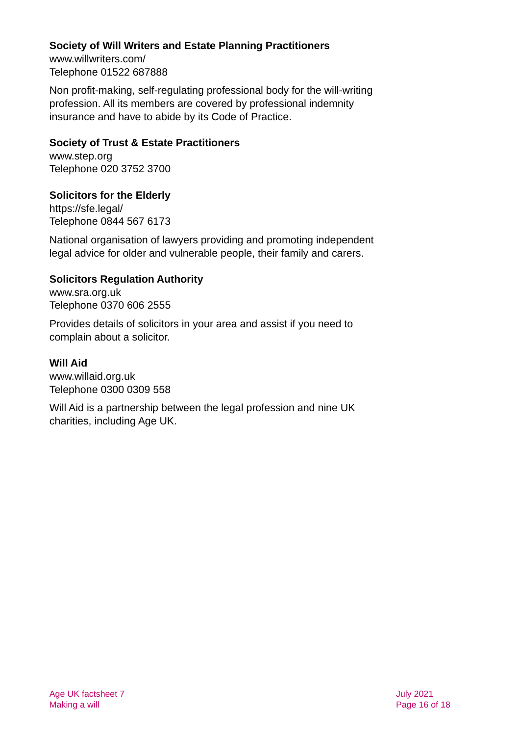**Society of Will Writers and Estate Planning Practitioners**
www.willwriters.com/
Telephone 01522 687888

Non profit-making, self-regulating professional body for the will-writing profession. All its members are covered by professional indemnity insurance and have to abide by its Code of Practice.

**Society of Trust & Estate Practitioners**
www.step.org
Telephone 020 3752 3700

**Solicitors for the Elderly**
https://sfe.legal/
Telephone 0844 567 6173

National organisation of lawyers providing and promoting independent legal advice for older and vulnerable people, their family and carers.

**Solicitors Regulation Authority**
www.sra.org.uk
Telephone 0370 606 2555

Provides details of solicitors in your area and assist if you need to complain about a solicitor.

**Will Aid**
www.willaid.org.uk
Telephone 0300 0309 558

Will Aid is a partnership between the legal profession and nine UK charities, including Age UK.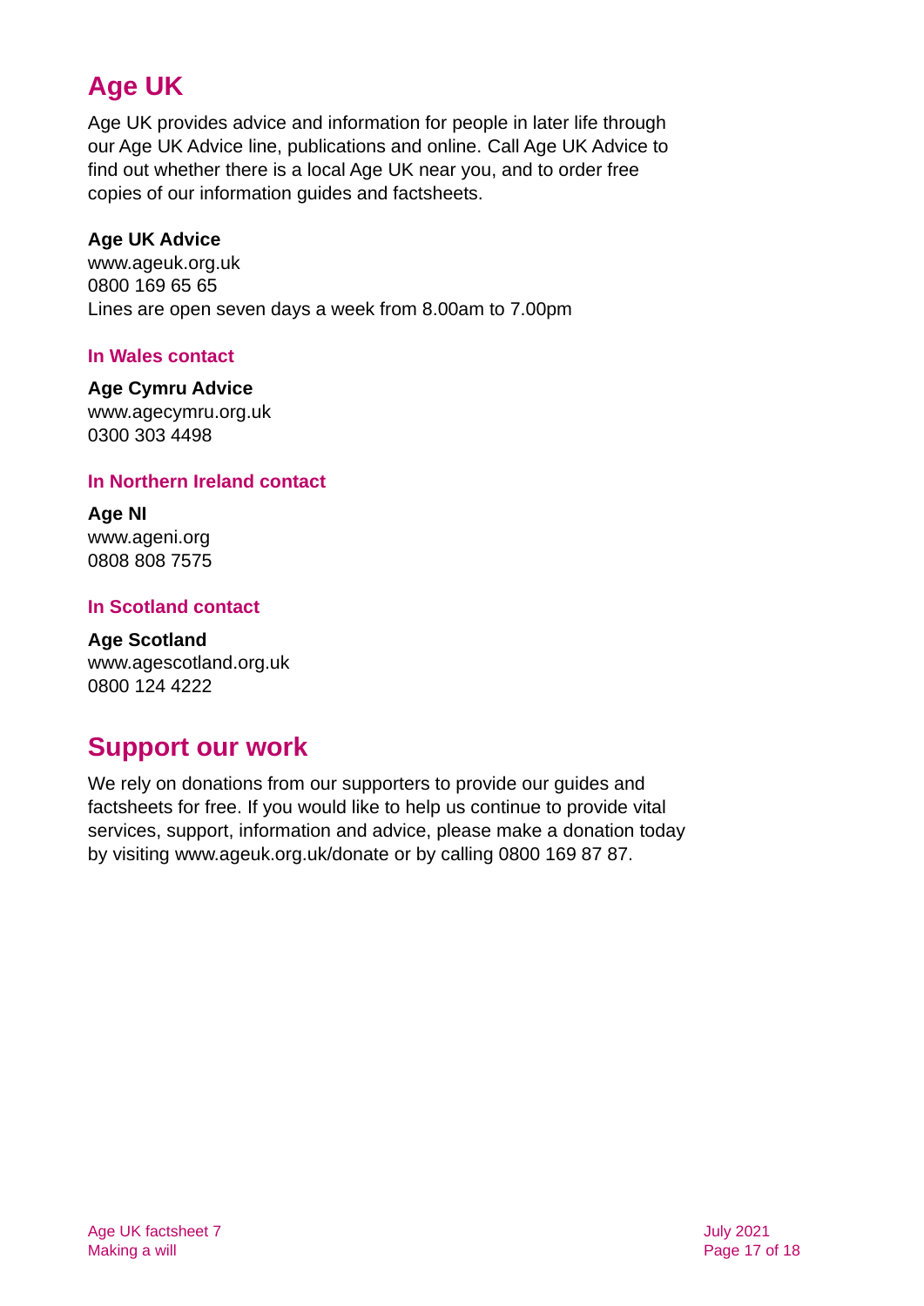## Age UK

Age UK provides advice and information for people in later life through our Age UK Advice line, publications and online. Call Age UK Advice to find out whether there is a local Age UK near you, and to order free copies of our information guides and factsheets.

**Age UK Advice**
www.ageuk.org.uk
0800 169 65 65
Lines are open seven days a week from 8.00am to 7.00pm

### In Wales contact

**Age Cymru Advice**
www.agecymru.org.uk
0300 303 4498

### In Northern Ireland contact

**Age NI**
www.ageni.org
0808 808 7575

### In Scotland contact

**Age Scotland**
www.agescotland.org.uk
0800 124 4222

## Support our work

We rely on donations from our supporters to provide our guides and factsheets for free. If you would like to help us continue to provide vital services, support, information and advice, please make a donation today by visiting www.ageuk.org.uk/donate or by calling 0800 169 87 87.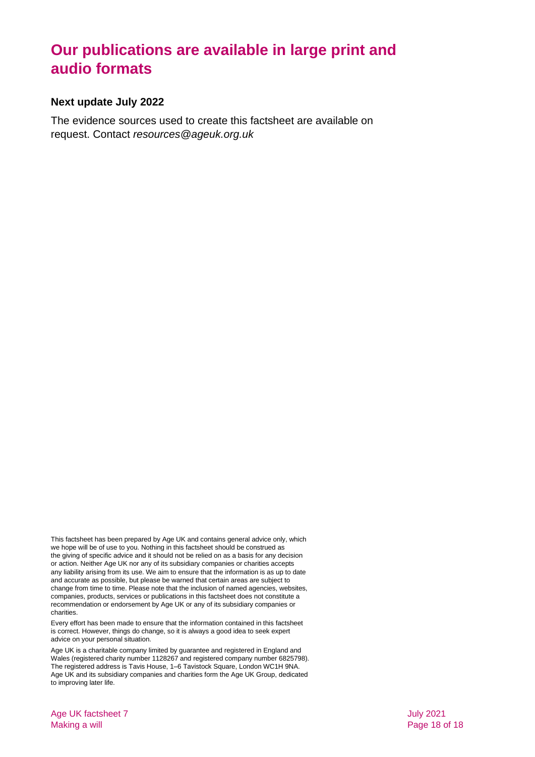# Our publications are available in large print and audio formats

**Next update July 2022**

The evidence sources used to create this factsheet are available on request. Contact *resources@ageuk.org.uk*

This factsheet has been prepared by Age UK and contains general advice only, which we hope will be of use to you. Nothing in this factsheet should be construed as the giving of specific advice and it should not be relied on as a basis for any decision or action. Neither Age UK nor any of its subsidiary companies or charities accepts any liability arising from its use. We aim to ensure that the information is as up to date and accurate as possible, but please be warned that certain areas are subject to change from time to time. Please note that the inclusion of named agencies, websites, companies, products, services or publications in this factsheet does not constitute a recommendation or endorsement by Age UK or any of its subsidiary companies or charities.

Every effort has been made to ensure that the information contained in this factsheet is correct. However, things do change, so it is always a good idea to seek expert advice on your personal situation.

Age UK is a charitable company limited by guarantee and registered in England and Wales (registered charity number 1128267 and registered company number 6825798). The registered address is Tavis House, 1–6 Tavistock Square, London WC1H 9NA. Age UK and its subsidiary companies and charities form the Age UK Group, dedicated to improving later life.